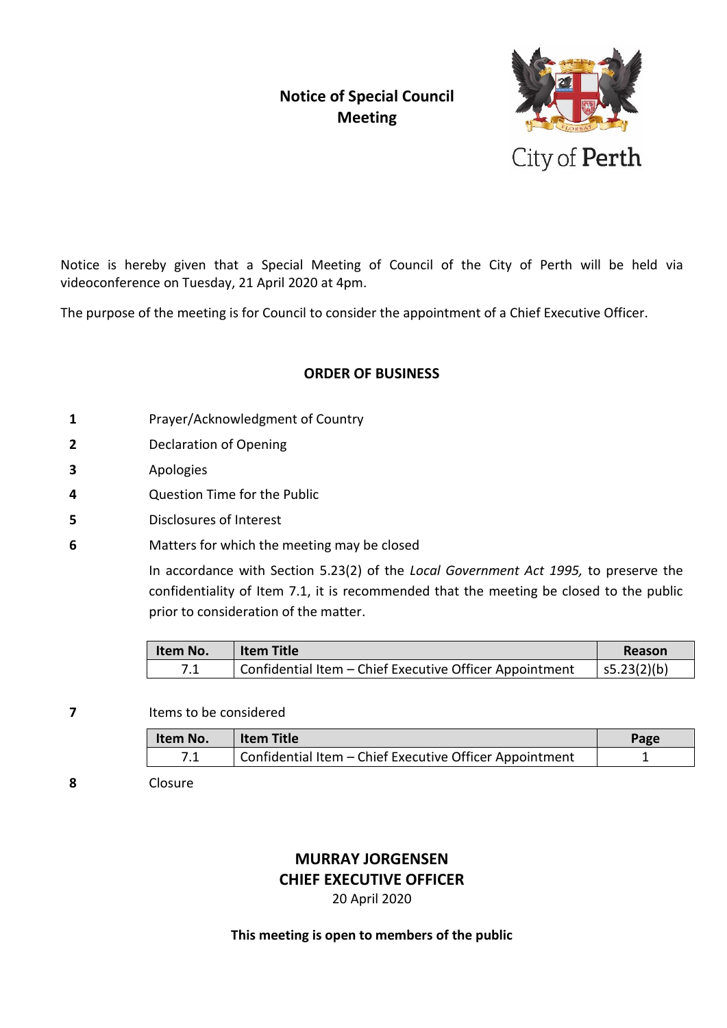# Notice of Special Council Meeting

City of Perth

Notice is hereby given that a Special Meeting of Council of the City of Perth will be held via videoconference on Tuesday, 21 April 2020 at 4pm.

The purpose of the meeting is for Council to consider the appointment of a Chief Executive Officer.

## ORDER OF BUSINESS

**1** Prayer/Acknowledgment of Country

**2** Declaration of Opening

**3** Apologies

**4** Question Time for the Public

**5** Disclosures of Interest

**6** Matters for which the meeting may be closed

In accordance with Section 5.23(2) of the *Local Government Act 1995,* to preserve the confidentiality of Item 7.1, it is recommended that the meeting be closed to the public prior to consideration of the matter.

| Item No. | Item Title | Reason |
|---|---|---|
| 7.1 | Confidential Item – Chief Executive Officer Appointment | s5.23(2)(b) |

**7** Items to be considered

| Item No. | Item Title | Page |
|---|---|---|
| 7.1 | Confidential Item – Chief Executive Officer Appointment | 1 |

**8** Closure

**MURRAY JORGENSEN**
**CHIEF EXECUTIVE OFFICER**
20 April 2020

**This meeting is open to members of the public**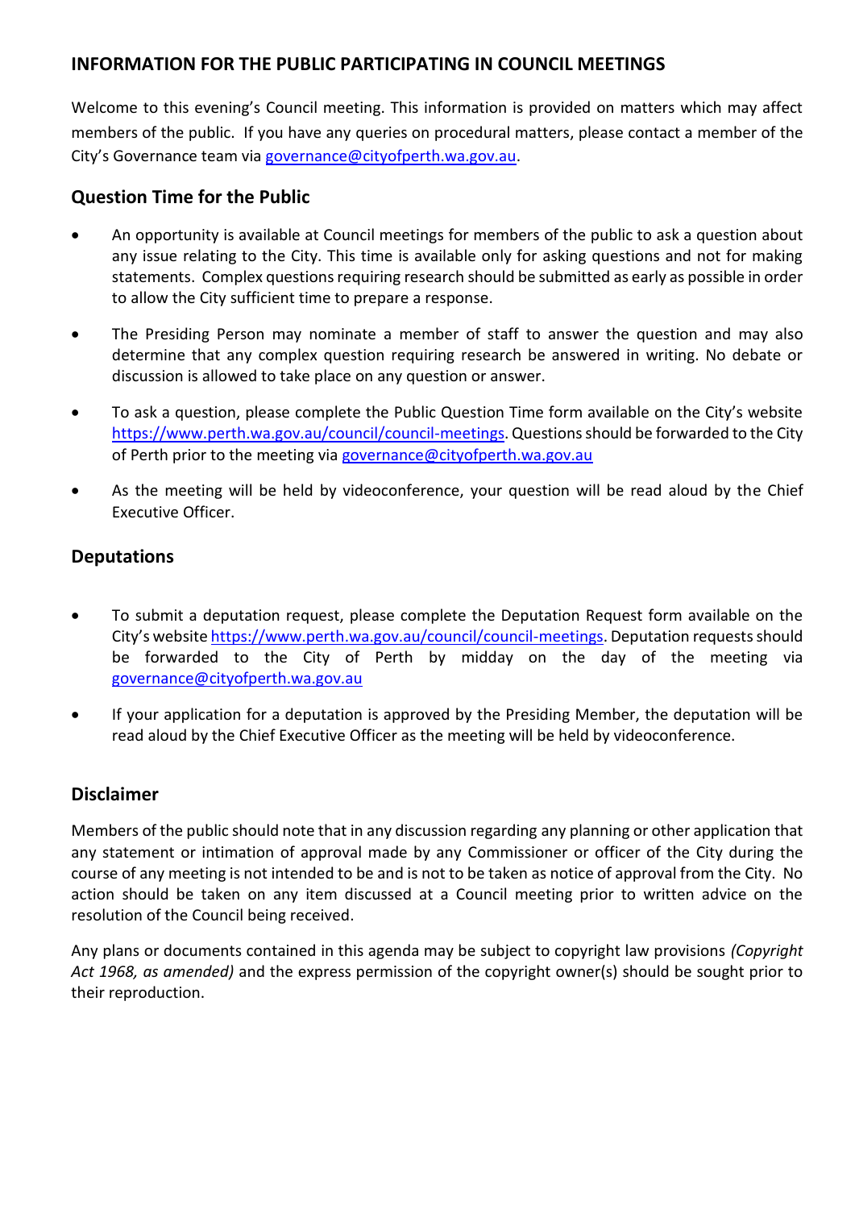## INFORMATION FOR THE PUBLIC PARTICIPATING IN COUNCIL MEETINGS

Welcome to this evening's Council meeting. This information is provided on matters which may affect members of the public. If you have any queries on procedural matters, please contact a member of the City's Governance team via governance@cityofperth.wa.gov.au.

### Question Time for the Public

- An opportunity is available at Council meetings for members of the public to ask a question about any issue relating to the City. This time is available only for asking questions and not for making statements. Complex questions requiring research should be submitted as early as possible in order to allow the City sufficient time to prepare a response.
- The Presiding Person may nominate a member of staff to answer the question and may also determine that any complex question requiring research be answered in writing. No debate or discussion is allowed to take place on any question or answer.
- To ask a question, please complete the Public Question Time form available on the City's website https://www.perth.wa.gov.au/council/council-meetings. Questions should be forwarded to the City of Perth prior to the meeting via governance@cityofperth.wa.gov.au
- As the meeting will be held by videoconference, your question will be read aloud by the Chief Executive Officer.

### Deputations

- To submit a deputation request, please complete the Deputation Request form available on the City's website https://www.perth.wa.gov.au/council/council-meetings. Deputation requests should be forwarded to the City of Perth by midday on the day of the meeting via governance@cityofperth.wa.gov.au
- If your application for a deputation is approved by the Presiding Member, the deputation will be read aloud by the Chief Executive Officer as the meeting will be held by videoconference.

### Disclaimer

Members of the public should note that in any discussion regarding any planning or other application that any statement or intimation of approval made by any Commissioner or officer of the City during the course of any meeting is not intended to be and is not to be taken as notice of approval from the City. No action should be taken on any item discussed at a Council meeting prior to written advice on the resolution of the Council being received.

Any plans or documents contained in this agenda may be subject to copyright law provisions *(Copyright Act 1968, as amended)* and the express permission of the copyright owner(s) should be sought prior to their reproduction.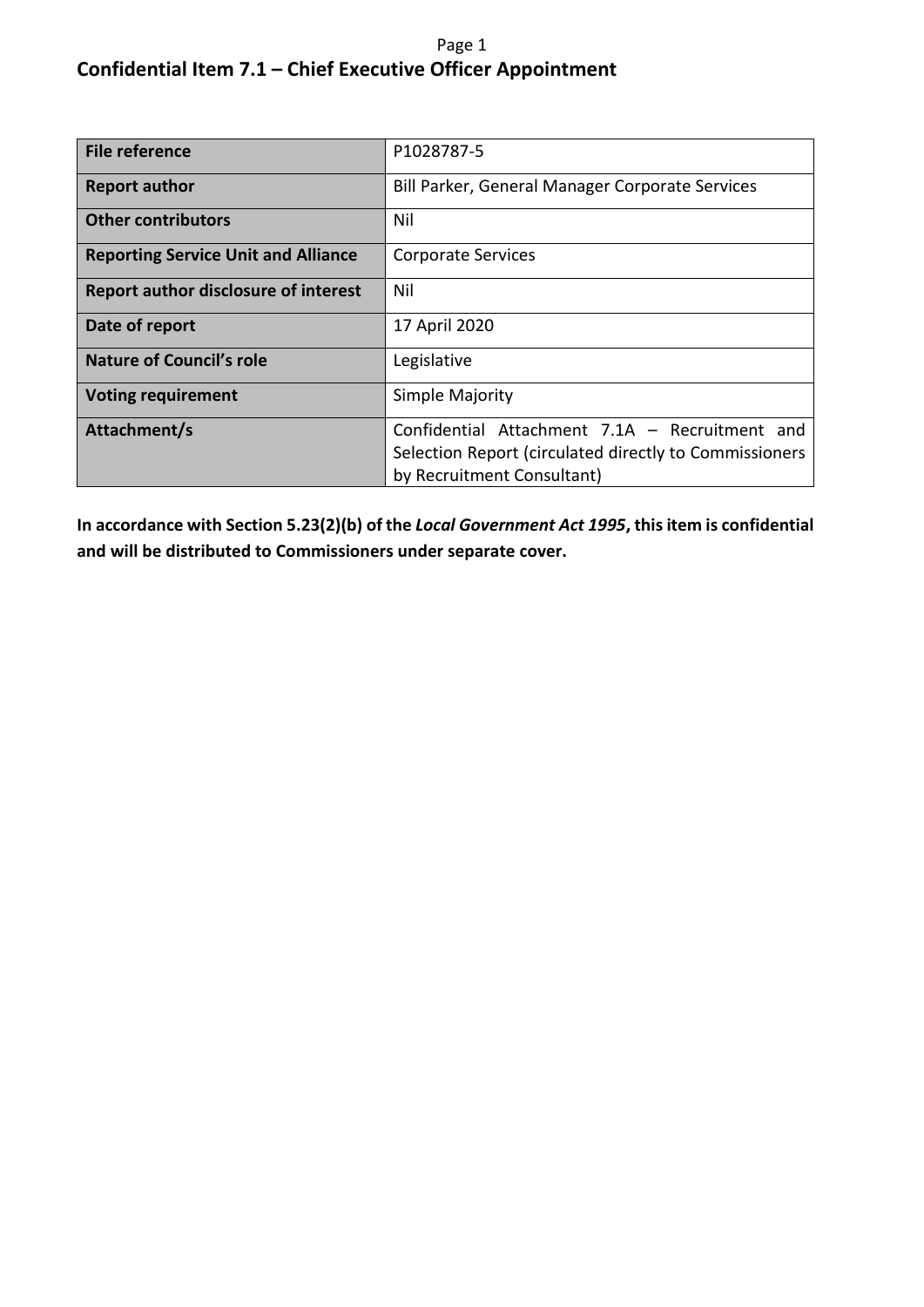# Confidential Item 7.1 – Chief Executive Officer Appointment

| | |
|---|---|
| **File reference** | P1028787-5 |
| **Report author** | Bill Parker, General Manager Corporate Services |
| **Other contributors** | Nil |
| **Reporting Service Unit and Alliance** | Corporate Services |
| **Report author disclosure of interest** | Nil |
| **Date of report** | 17 April 2020 |
| **Nature of Council's role** | Legislative |
| **Voting requirement** | Simple Majority |
| **Attachment/s** | Confidential Attachment 7.1A – Recruitment and Selection Report (circulated directly to Commissioners by Recruitment Consultant) |

**In accordance with Section 5.23(2)(b) of the *Local Government Act 1995*, this item is confidential and will be distributed to Commissioners under separate cover.**